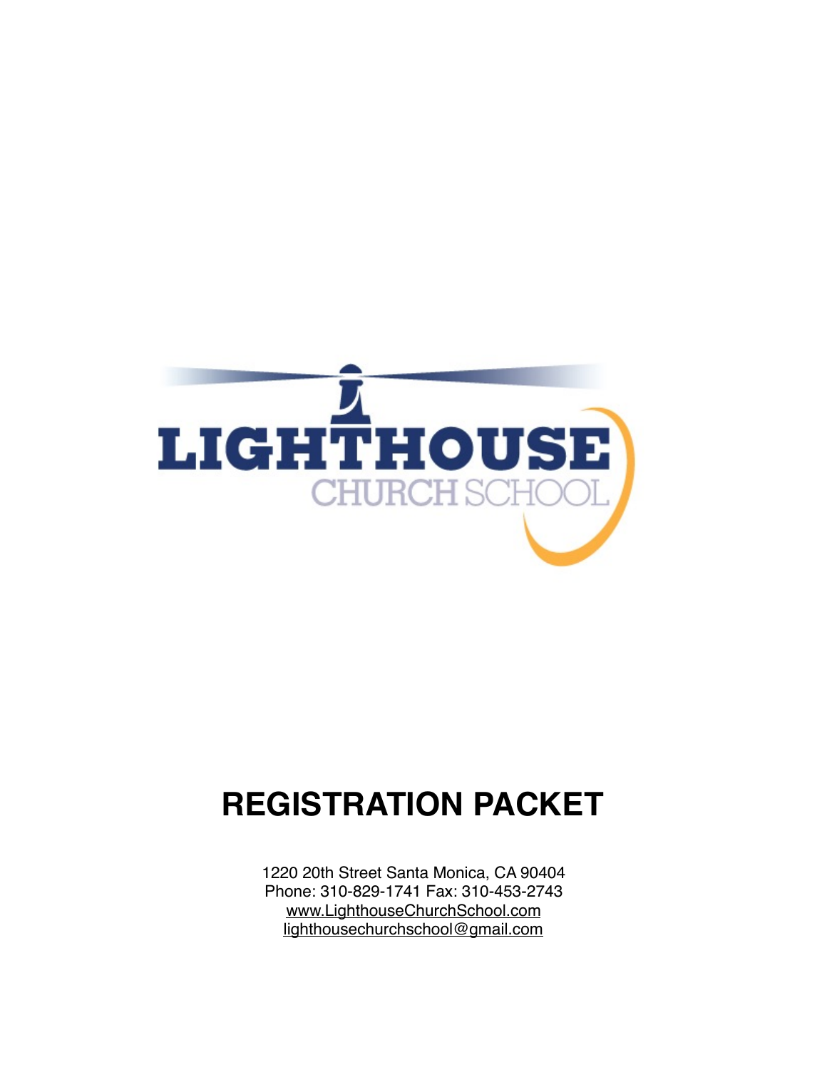LIGHTHOUSE
CHURCH SCHOOL

# REGISTRATION PACKET

1220 20th Street Santa Monica, CA 90404
Phone: 310-829-1741 Fax: 310-453-2743
www.LighthouseChurchSchool.com
lighthousechurchschool@gmail.com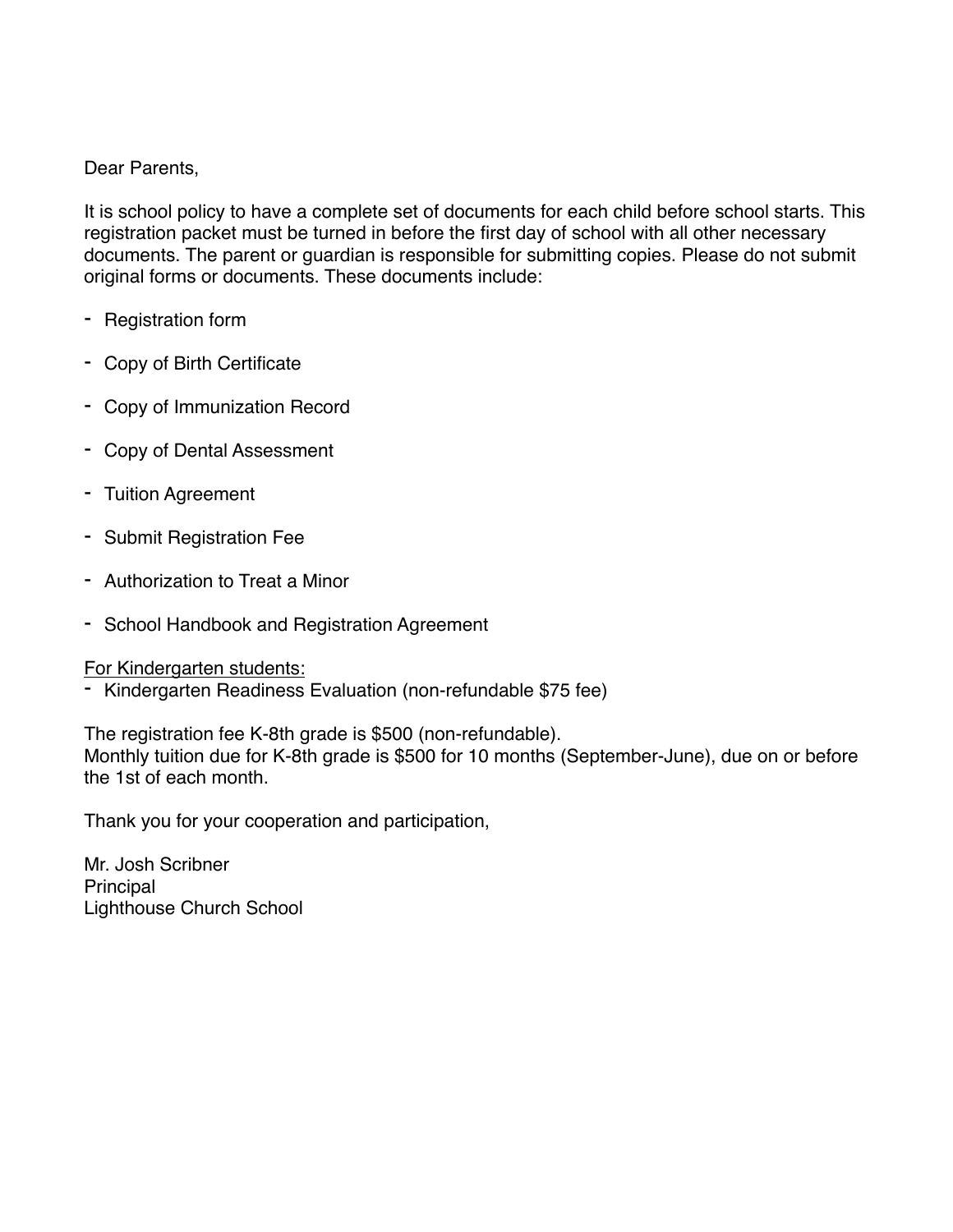Dear Parents,

It is school policy to have a complete set of documents for each child before school starts. This registration packet must be turned in before the first day of school with all other necessary documents. The parent or guardian is responsible for submitting copies. Please do not submit original forms or documents. These documents include:

- Registration form
- Copy of Birth Certificate
- Copy of Immunization Record
- Copy of Dental Assessment
- Tuition Agreement
- Submit Registration Fee
- Authorization to Treat a Minor
- School Handbook and Registration Agreement

<u>For Kindergarten students:</u>

- Kindergarten Readiness Evaluation (non-refundable $75 fee)

The registration fee K-8th grade is $500 (non-refundable).
Monthly tuition due for K-8th grade is $500 for 10 months (September-June), due on or before the 1st of each month.

Thank you for your cooperation and participation,

Mr. Josh Scribner
Principal
Lighthouse Church School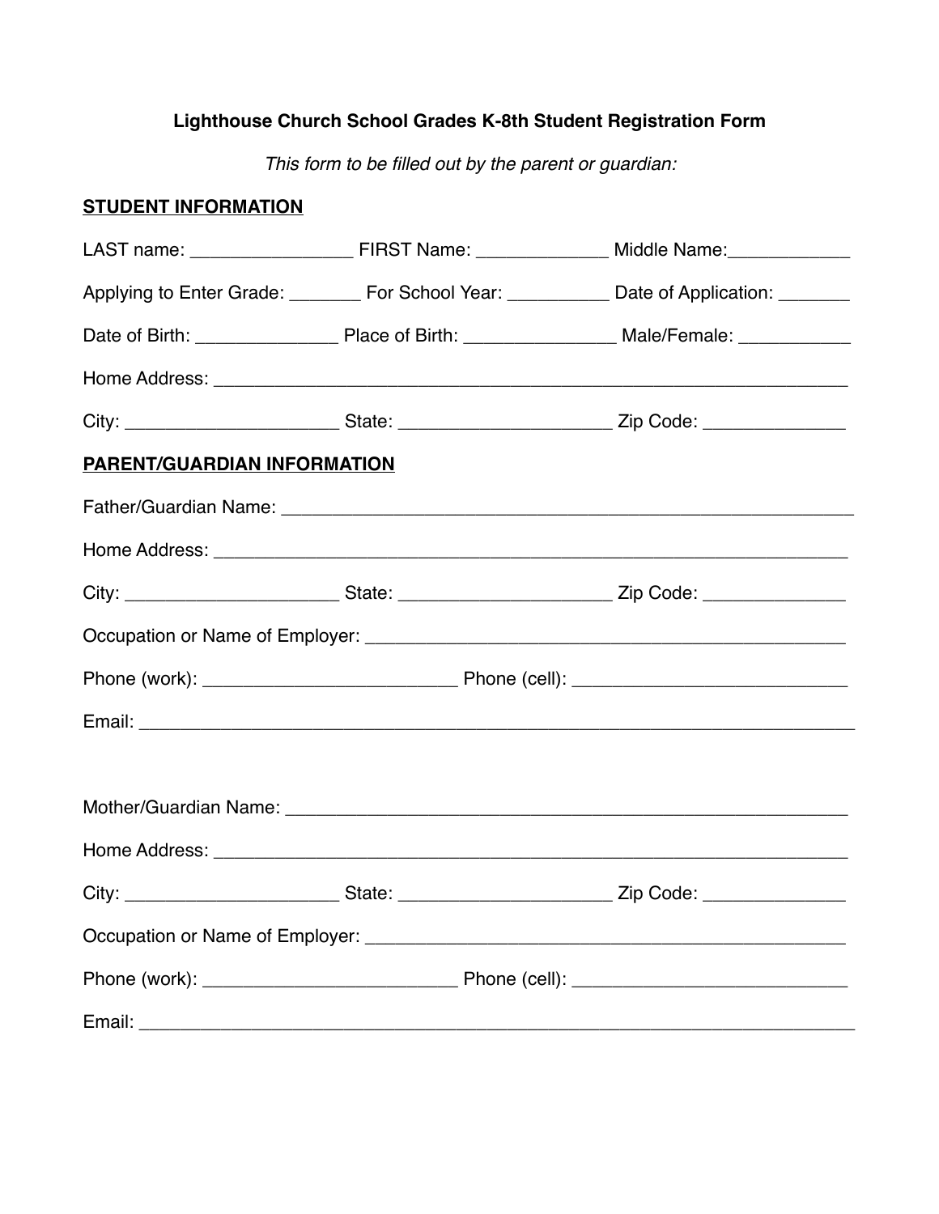## Lighthouse Church School Grades K-8th Student Registration Form

*This form to be filled out by the parent or guardian:*

**STUDENT INFORMATION**

LAST name: ________________ FIRST Name: _____________ Middle Name:____________

Applying to Enter Grade: _______ For School Year: __________ Date of Application: _______

Date of Birth: ______________ Place of Birth: _______________ Male/Female: ___________

Home Address: ______________________________________________________________

City: _____________________ State: _____________________ Zip Code: ______________

**PARENT/GUARDIAN INFORMATION**

Father/Guardian Name: _________________________________________________________

Home Address: ______________________________________________________________

City: _____________________ State: _____________________ Zip Code: ______________

Occupation or Name of Employer: _______________________________________________

Phone (work): _________________________ Phone (cell): ___________________________

Email: _______________________________________________________________________

Mother/Guardian Name: ________________________________________________________

Home Address: ______________________________________________________________

City: _____________________ State: _____________________ Zip Code: ______________

Occupation or Name of Employer: _______________________________________________

Phone (work): _________________________ Phone (cell): ___________________________

Email: _______________________________________________________________________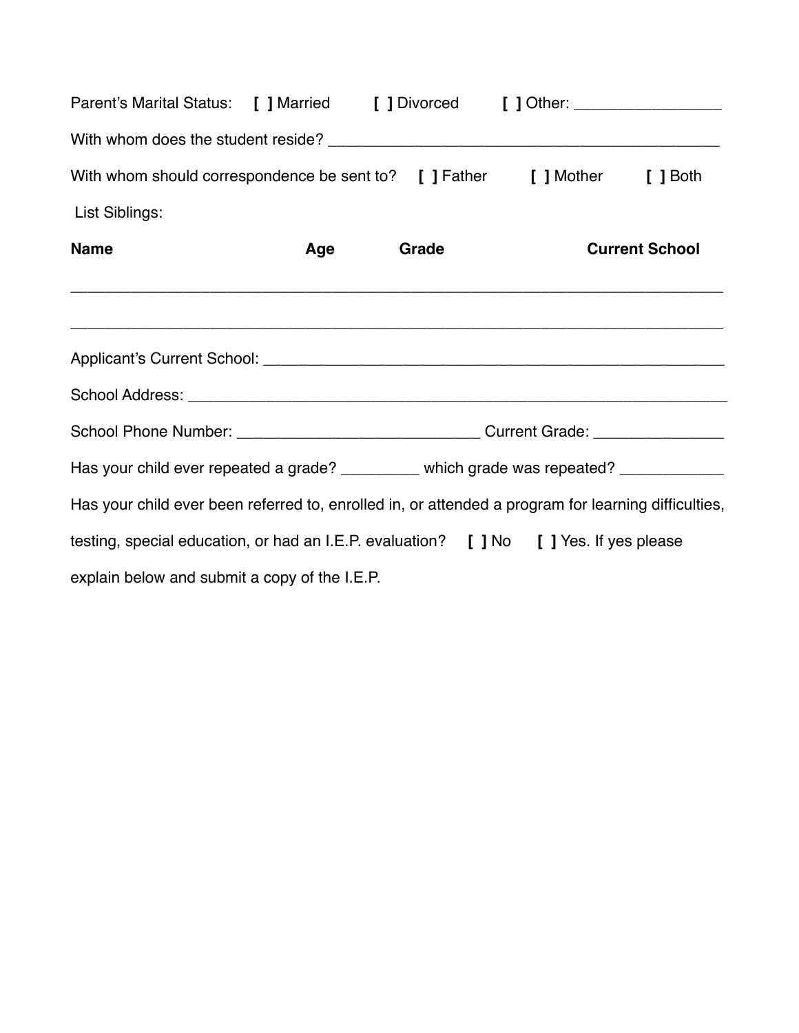Parent's Marital Status: **[ ]** Married **[ ]** Divorced **[ ]** Other: _________________

With whom does the student reside? _______________________________________________

With whom should correspondence be sent to? **[ ]** Father **[ ]** Mother **[ ]** Both

List Siblings:

| **Name** | **Age** | **Grade** | **Current School** |
| --- | --- | --- | --- |
| | | | |
| | | | |

Applicant's Current School: ______________________________________________________

School Address: ________________________________________________________________

School Phone Number: ____________________________ Current Grade: _______________

Has your child ever repeated a grade? _________ which grade was repeated? ____________

Has your child ever been referred to, enrolled in, or attended a program for learning difficulties, testing, special education, or had an I.E.P. evaluation? **[ ]** No **[ ]** Yes. If yes please explain below and submit a copy of the I.E.P.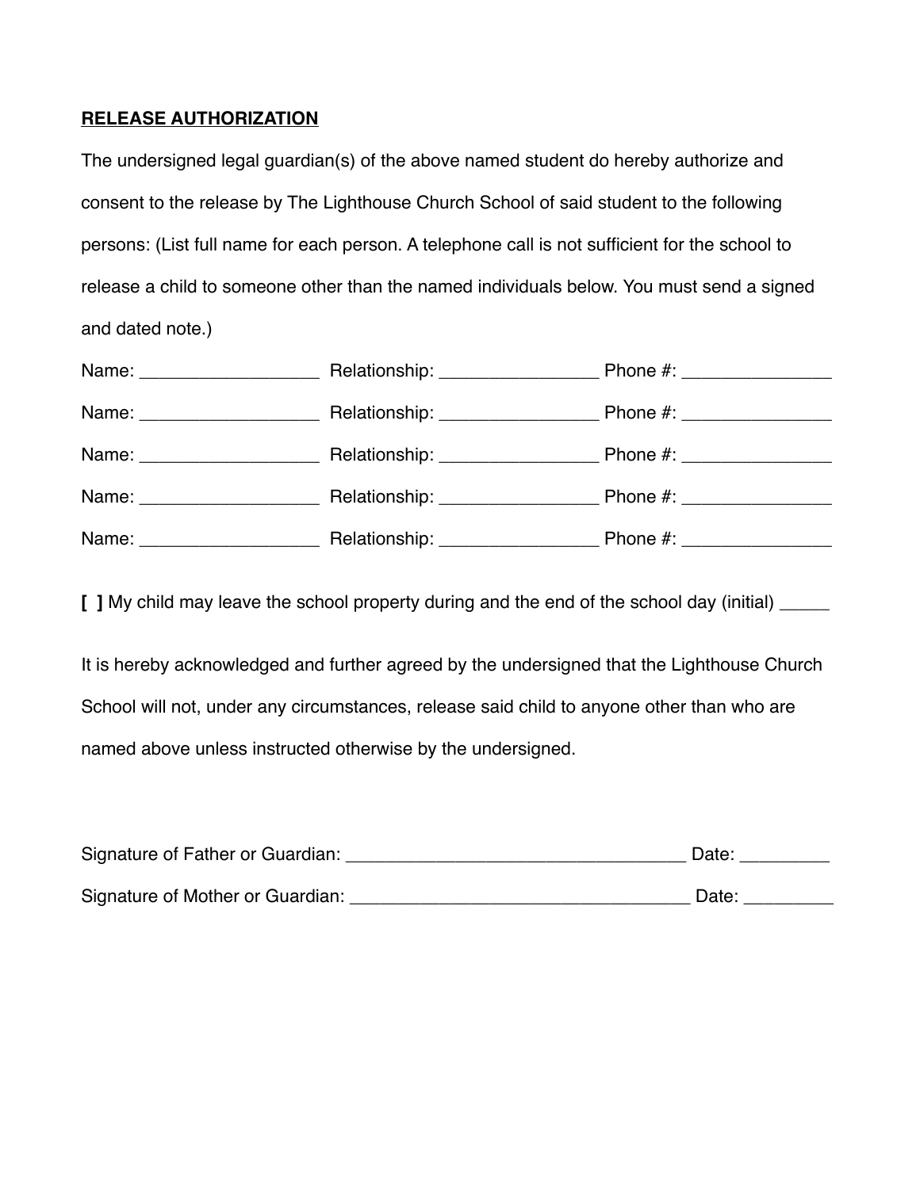**RELEASE AUTHORIZATION**

The undersigned legal guardian(s) of the above named student do hereby authorize and consent to the release by The Lighthouse Church School of said student to the following persons: (List full name for each person. A telephone call is not sufficient for the school to release a child to someone other than the named individuals below. You must send a signed and dated note.)

Name: __________________ Relationship: ________________ Phone #: _______________

Name: __________________ Relationship: ________________ Phone #: _______________

Name: __________________ Relationship: ________________ Phone #: _______________

Name: __________________ Relationship: ________________ Phone #: _______________

Name: __________________ Relationship: ________________ Phone #: _______________

**[ ]** My child may leave the school property during and the end of the school day (initial) _____

It is hereby acknowledged and further agreed by the undersigned that the Lighthouse Church School will not, under any circumstances, release said child to anyone other than who are named above unless instructed otherwise by the undersigned.

Signature of Father or Guardian: __________________________________ Date: _________

Signature of Mother or Guardian: __________________________________ Date: _________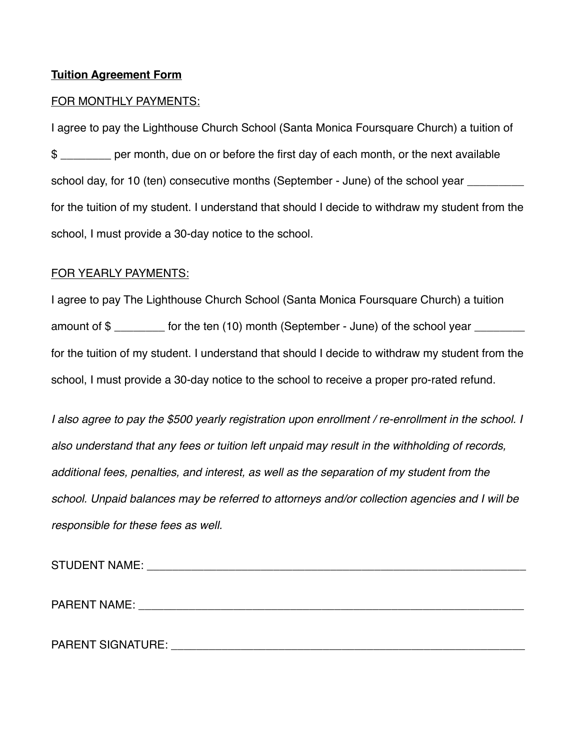**Tuition Agreement Form**

FOR MONTHLY PAYMENTS:

I agree to pay the Lighthouse Church School (Santa Monica Foursquare Church) a tuition of $ ________ per month, due on or before the first day of each month, or the next available school day, for 10 (ten) consecutive months (September - June) of the school year _________ for the tuition of my student. I understand that should I decide to withdraw my student from the school, I must provide a 30-day notice to the school.

FOR YEARLY PAYMENTS:

I agree to pay The Lighthouse Church School (Santa Monica Foursquare Church) a tuition amount of $ ________ for the ten (10) month (September - June) of the school year ________ for the tuition of my student. I understand that should I decide to withdraw my student from the school, I must provide a 30-day notice to the school to receive a proper pro-rated refund.

*I also agree to pay the $500 yearly registration upon enrollment / re-enrollment in the school. I also understand that any fees or tuition left unpaid may result in the withholding of records, additional fees, penalties, and interest, as well as the separation of my student from the school. Unpaid balances may be referred to attorneys and/or collection agencies and I will be responsible for these fees as well.*

STUDENT NAME: ______________________________________________________________

PARENT NAME: _______________________________________________________________

PARENT SIGNATURE: ___________________________________________________________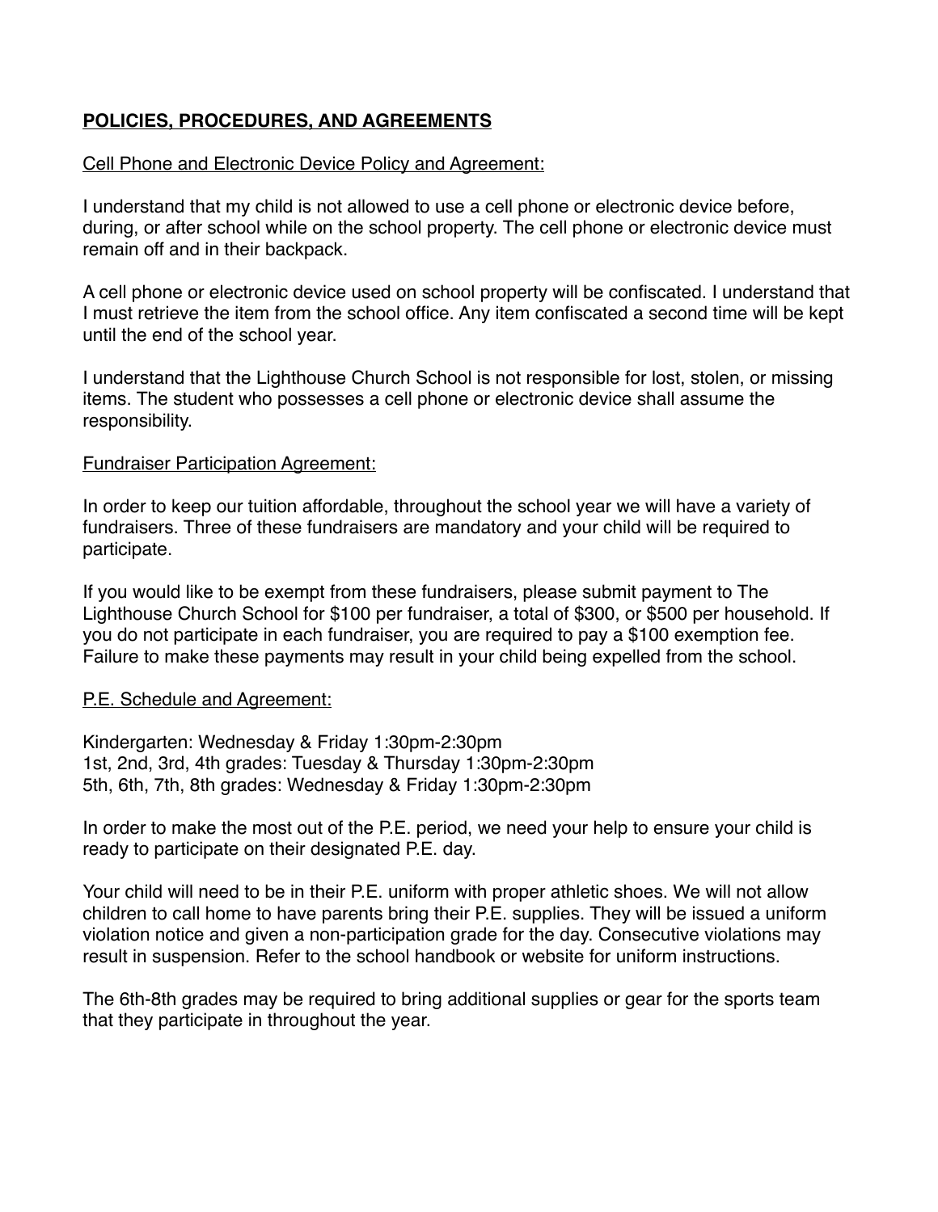## **POLICIES, PROCEDURES, AND AGREEMENTS**

Cell Phone and Electronic Device Policy and Agreement:

I understand that my child is not allowed to use a cell phone or electronic device before, during, or after school while on the school property. The cell phone or electronic device must remain off and in their backpack.

A cell phone or electronic device used on school property will be confiscated. I understand that I must retrieve the item from the school office. Any item confiscated a second time will be kept until the end of the school year.

I understand that the Lighthouse Church School is not responsible for lost, stolen, or missing items. The student who possesses a cell phone or electronic device shall assume the responsibility.

Fundraiser Participation Agreement:

In order to keep our tuition affordable, throughout the school year we will have a variety of fundraisers. Three of these fundraisers are mandatory and your child will be required to participate.

If you would like to be exempt from these fundraisers, please submit payment to The Lighthouse Church School for $100 per fundraiser, a total of $300, or $500 per household. If you do not participate in each fundraiser, you are required to pay a $100 exemption fee. Failure to make these payments may result in your child being expelled from the school.

P.E. Schedule and Agreement:

Kindergarten: Wednesday & Friday 1:30pm-2:30pm
1st, 2nd, 3rd, 4th grades: Tuesday & Thursday 1:30pm-2:30pm
5th, 6th, 7th, 8th grades: Wednesday & Friday 1:30pm-2:30pm

In order to make the most out of the P.E. period, we need your help to ensure your child is ready to participate on their designated P.E. day.

Your child will need to be in their P.E. uniform with proper athletic shoes. We will not allow children to call home to have parents bring their P.E. supplies. They will be issued a uniform violation notice and given a non-participation grade for the day. Consecutive violations may result in suspension. Refer to the school handbook or website for uniform instructions.

The 6th-8th grades may be required to bring additional supplies or gear for the sports team that they participate in throughout the year.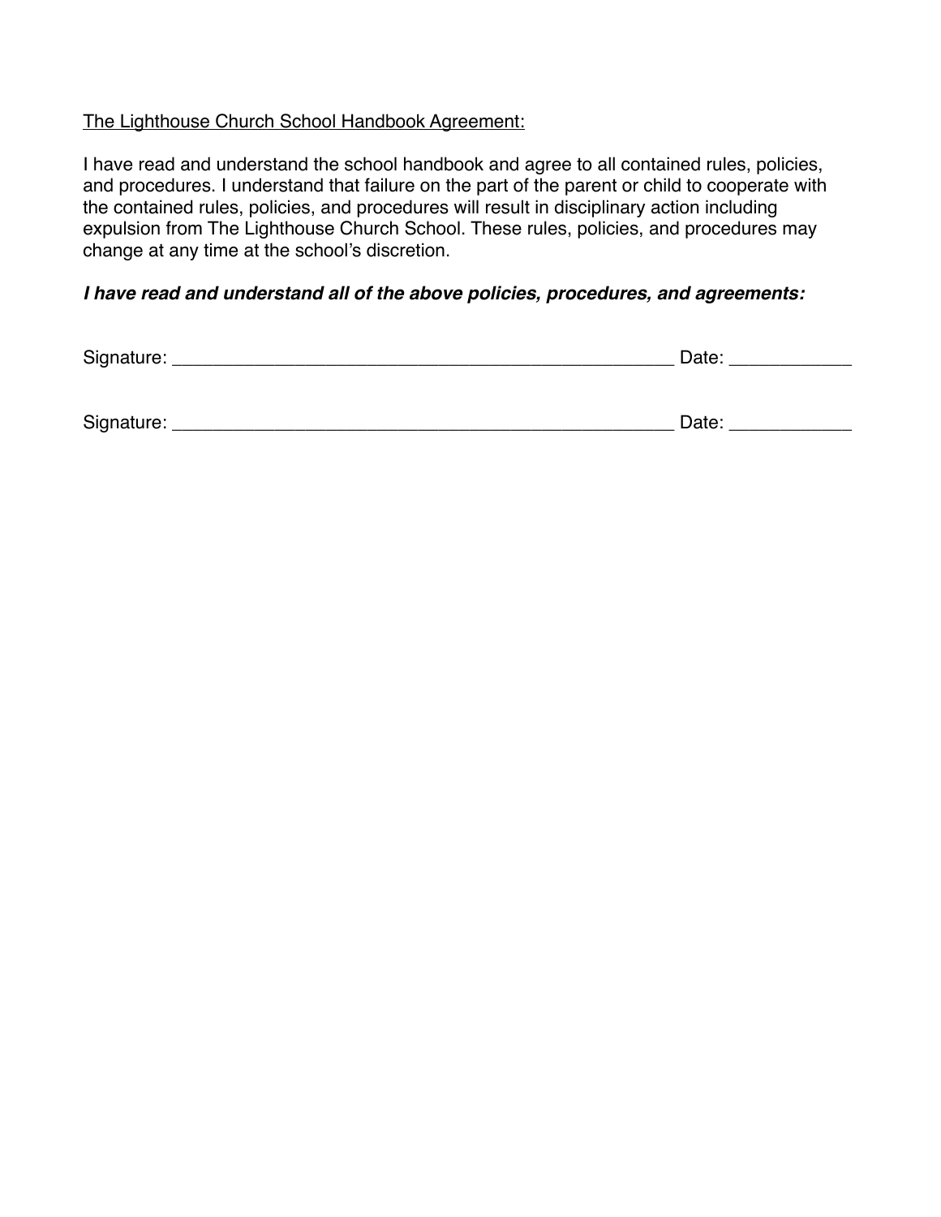<u>The Lighthouse Church School Handbook Agreement:</u>

I have read and understand the school handbook and agree to all contained rules, policies, and procedures. I understand that failure on the part of the parent or child to cooperate with the contained rules, policies, and procedures will result in disciplinary action including expulsion from The Lighthouse Church School. These rules, policies, and procedures may change at any time at the school's discretion.

***I have read and understand all of the above policies, procedures, and agreements:***

Signature: __________________________________________________ Date: ____________

Signature: __________________________________________________ Date: ____________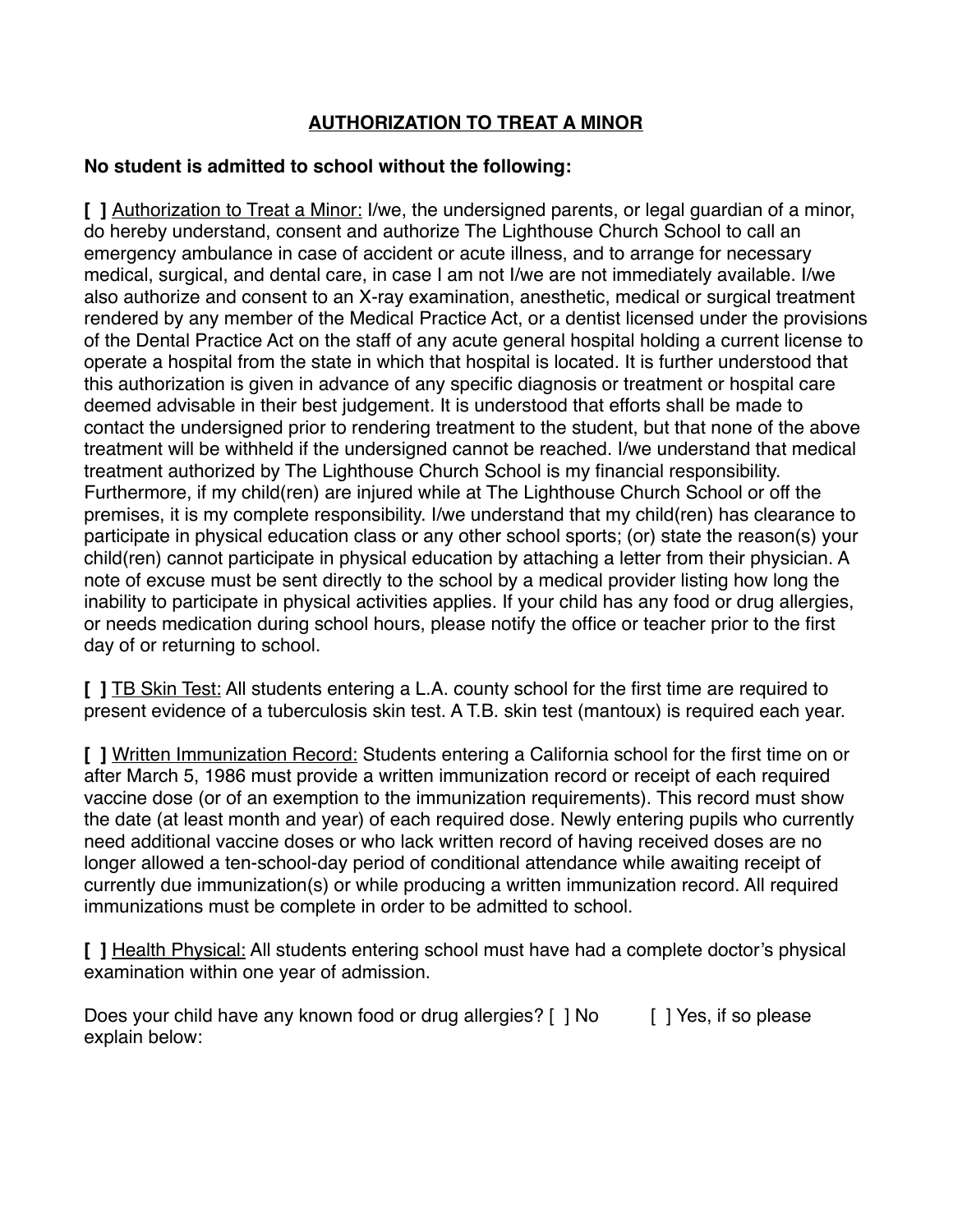## AUTHORIZATION TO TREAT A MINOR

**No student is admitted to school without the following:**

**[ ]** Authorization to Treat a Minor: I/we, the undersigned parents, or legal guardian of a minor, do hereby understand, consent and authorize The Lighthouse Church School to call an emergency ambulance in case of accident or acute illness, and to arrange for necessary medical, surgical, and dental care, in case I am not I/we are not immediately available. I/we also authorize and consent to an X-ray examination, anesthetic, medical or surgical treatment rendered by any member of the Medical Practice Act, or a dentist licensed under the provisions of the Dental Practice Act on the staff of any acute general hospital holding a current license to operate a hospital from the state in which that hospital is located. It is further understood that this authorization is given in advance of any specific diagnosis or treatment or hospital care deemed advisable in their best judgement. It is understood that efforts shall be made to contact the undersigned prior to rendering treatment to the student, but that none of the above treatment will be withheld if the undersigned cannot be reached. I/we understand that medical treatment authorized by The Lighthouse Church School is my financial responsibility. Furthermore, if my child(ren) are injured while at The Lighthouse Church School or off the premises, it is my complete responsibility. I/we understand that my child(ren) has clearance to participate in physical education class or any other school sports; (or) state the reason(s) your child(ren) cannot participate in physical education by attaching a letter from their physician. A note of excuse must be sent directly to the school by a medical provider listing how long the inability to participate in physical activities applies. If your child has any food or drug allergies, or needs medication during school hours, please notify the office or teacher prior to the first day of or returning to school.

**[ ]** TB Skin Test: All students entering a L.A. county school for the first time are required to present evidence of a tuberculosis skin test. A T.B. skin test (mantoux) is required each year.

**[ ]** Written Immunization Record: Students entering a California school for the first time on or after March 5, 1986 must provide a written immunization record or receipt of each required vaccine dose (or of an exemption to the immunization requirements). This record must show the date (at least month and year) of each required dose. Newly entering pupils who currently need additional vaccine doses or who lack written record of having received doses are no longer allowed a ten-school-day period of conditional attendance while awaiting receipt of currently due immunization(s) or while producing a written immunization record. All required immunizations must be complete in order to be admitted to school.

**[ ]** Health Physical: All students entering school must have had a complete doctor's physical examination within one year of admission.

Does your child have any known food or drug allergies? [ ] No [ ] Yes, if so please explain below: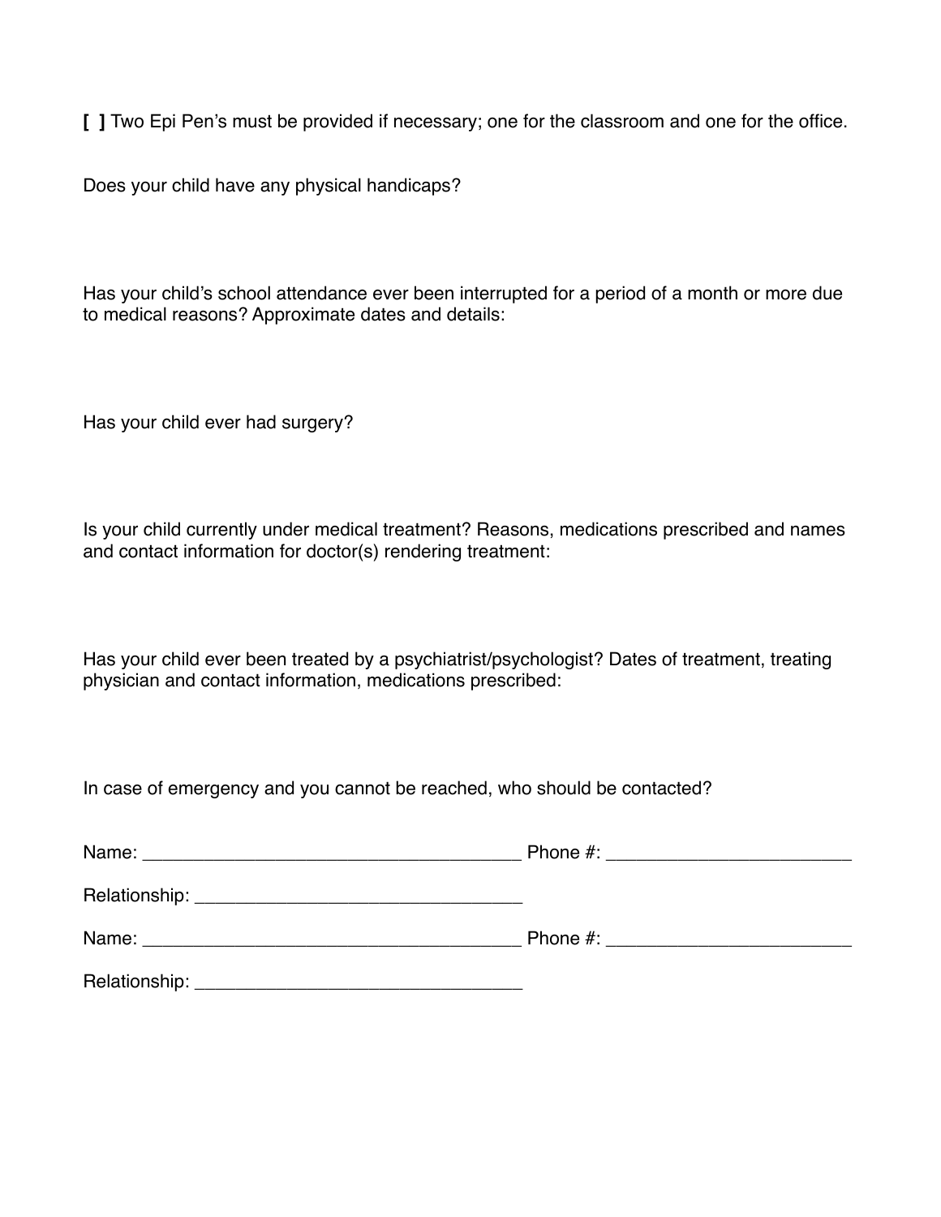**[ ]** Two Epi Pen's must be provided if necessary; one for the classroom and one for the office.

Does your child have any physical handicaps?

Has your child's school attendance ever been interrupted for a period of a month or more due to medical reasons? Approximate dates and details:

Has your child ever had surgery?

Is your child currently under medical treatment? Reasons, medications prescribed and names and contact information for doctor(s) rendering treatment:

Has your child ever been treated by a psychiatrist/psychologist? Dates of treatment, treating physician and contact information, medications prescribed:

In case of emergency and you cannot be reached, who should be contacted?

Name: ____________________________________ Phone #: _______________________

Relationship: _______________________________

Name: ____________________________________ Phone #: _______________________

Relationship: _______________________________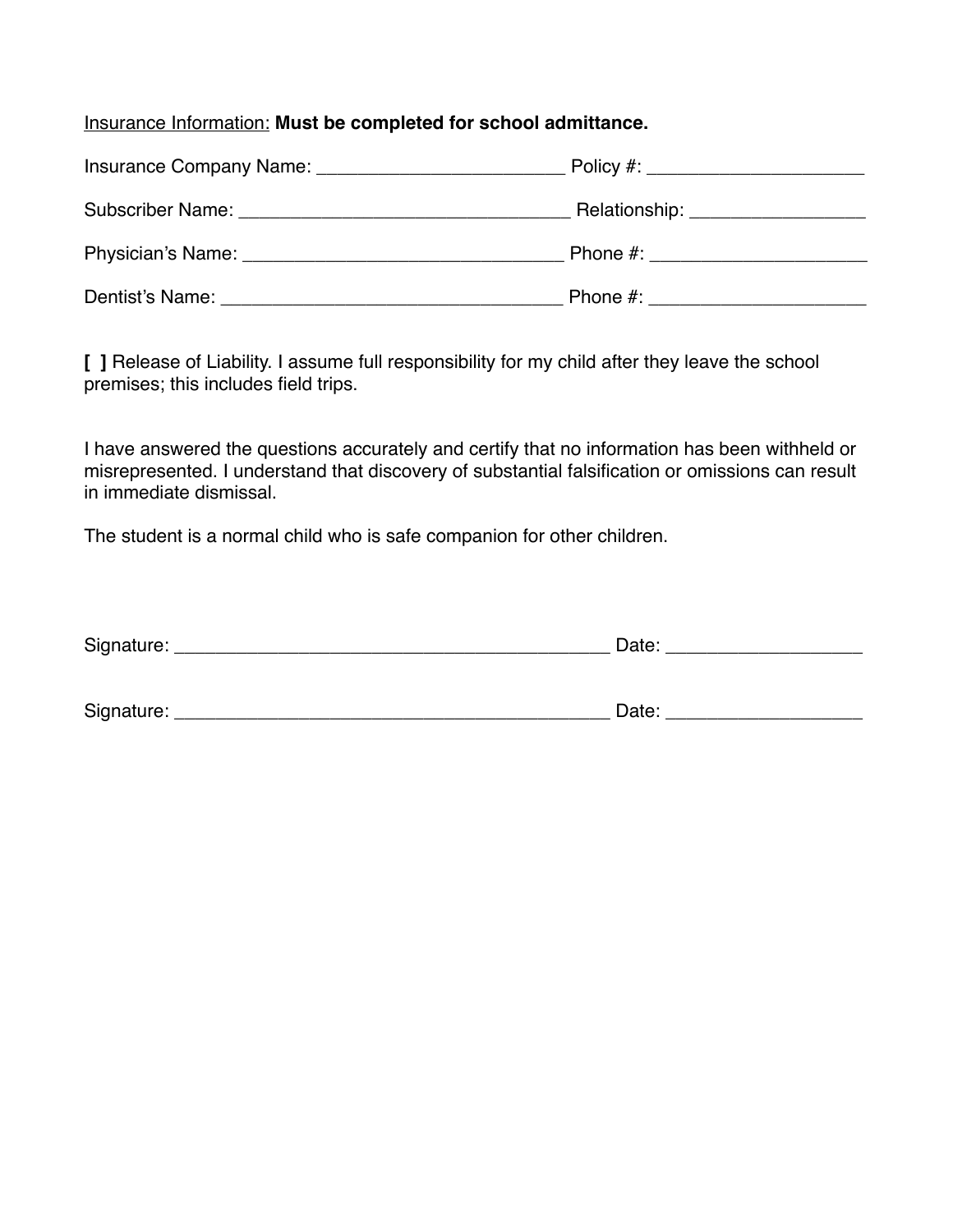<u>Insurance Information:</u> **Must be completed for school admittance.**

Insurance Company Name: ________________________ Policy #: ____________________

Subscriber Name: ________________________________ Relationship: ________________

Physician's Name: _______________________________ Phone #: ____________________

Dentist's Name: _________________________________ Phone #: ____________________

**[ ]** Release of Liability. I assume full responsibility for my child after they leave the school premises; this includes field trips.

I have answered the questions accurately and certify that no information has been withheld or misrepresented. I understand that discovery of substantial falsification or omissions can result in immediate dismissal.

The student is a normal child who is safe companion for other children.

Signature: __________________________________________ Date: __________________

Signature: __________________________________________ Date: __________________